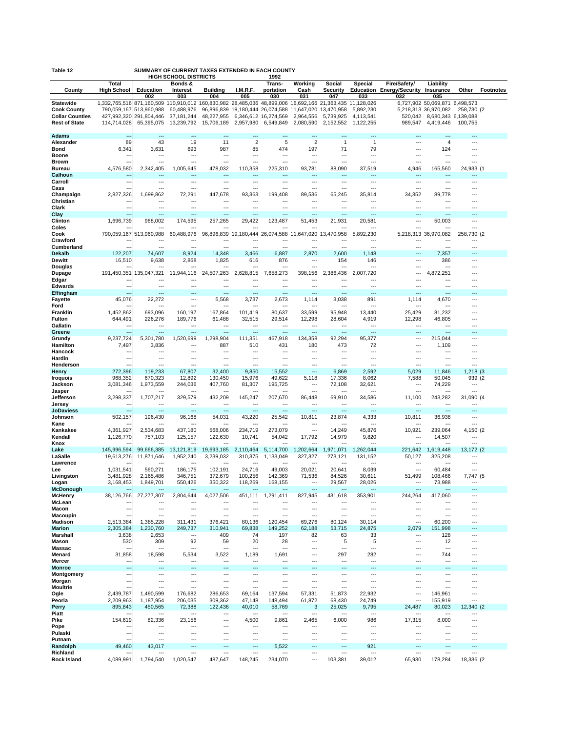**Table 12** SUMMARY OF CURRENT TAXES EXTENDED IN EACH COUNTY
HIGH SCHOOL DISTRICTS 1992

| County | Total High School | Education | Bonds & Interest | Building | I.M.R.F. | Trans-portation | Working Cash | Social Security | Special Education | Fire/Safety/ Energy/Security | Liability Insurance | Other | Footnotes |
|---|---|---|---|---|---|---|---|---|---|---|---|---|---|
| | | 002 | 003 | 004 | 005 | 030 | 031 | 047 | 033 | 032 | 035 | | |
| **Statewide** | 1,332,765,516 | 871,160,509 | 110,910,012 | 160,830,982 | 28,485,036 | 48,899,006 | 16,692,166 | 21,363,435 | 11,128,026 | 6,727,902 | 50,069,871 | 6,498,573 | |
| **Cook County** | 790,059,167 | 513,960,988 | 60,488,976 | 96,896,839 | 19,180,444 | 26,074,588 | 11,647,020 | 13,470,958 | 5,892,230 | 5,218,313 | 36,970,082 | 258,730 | (2 |
| **Collar Counties** | 427,992,320 | 291,804,446 | 37,181,244 | 48,227,955 | 6,346,612 | 16,274,569 | 2,964,556 | 5,739,925 | 4,113,541 | 520,042 | 8,680,343 | 6,139,088 | |
| **Rest of State** | 114,714,028 | 65,395,075 | 13,239,792 | 15,706,189 | 2,957,980 | 6,549,849 | 2,080,590 | 2,152,552 | 1,122,255 | 989,547 | 4,419,446 | 100,755 | |
| **Adams** | --- | --- | --- | --- | --- | --- | --- | --- | --- | --- | --- | --- | |
| **Alexander** | 89 | 43 | 19 | 11 | 2 | 5 | 2 | 1 | 1 | --- | 4 | --- | |
| **Bond** | 6,341 | 3,631 | 693 | 987 | 85 | 474 | 197 | 71 | 79 | --- | 124 | --- | |
| **Boone** | --- | --- | --- | --- | --- | --- | --- | --- | --- | --- | --- | --- | |
| **Brown** | --- | --- | --- | --- | --- | --- | --- | --- | --- | --- | --- | --- | |
| **Bureau** | 4,576,580 | 2,342,405 | 1,005,645 | 478,032 | 110,358 | 225,310 | 93,781 | 88,090 | 37,519 | 4,946 | 165,560 | 24,933 | (1 |
| **Calhoun** | --- | --- | --- | --- | --- | --- | --- | --- | --- | --- | --- | --- | |
| **Carroll** | --- | --- | --- | --- | --- | --- | --- | --- | --- | --- | --- | --- | |
| **Cass** | --- | --- | --- | --- | --- | --- | --- | --- | --- | --- | --- | --- | |
| **Champaign** | 2,827,326 | 1,699,862 | 72,291 | 447,678 | 93,363 | 199,408 | 89,536 | 65,245 | 35,814 | 34,352 | 89,778 | --- | |
| **Christian** | --- | --- | --- | --- | --- | --- | --- | --- | --- | --- | --- | --- | |
| **Clark** | --- | --- | --- | --- | --- | --- | --- | --- | --- | --- | --- | --- | |
| **Clay** | --- | --- | --- | --- | --- | --- | --- | --- | --- | --- | --- | --- | |
| **Clinton** | 1,696,739 | 968,002 | 174,595 | 257,265 | 29,422 | 123,487 | 51,453 | 21,931 | 20,581 | --- | 50,003 | --- | |
| **Coles** | --- | --- | --- | --- | --- | --- | --- | --- | --- | --- | --- | --- | |
| **Cook** | 790,059,167 | 513,960,988 | 60,488,976 | 96,896,839 | 19,180,444 | 26,074,588 | 11,647,020 | 13,470,958 | 5,892,230 | 5,218,313 | 36,970,082 | 258,730 | (2 |
| **Crawford** | --- | --- | --- | --- | --- | --- | --- | --- | --- | --- | --- | --- | |
| **Cumberland** | --- | --- | --- | --- | --- | --- | --- | --- | --- | --- | --- | --- | |
| **Dekalb** | 122,207 | 74,607 | 8,924 | 14,348 | 3,466 | 6,887 | 2,870 | 2,600 | 1,148 | --- | 7,357 | --- | |
| **Dewitt** | 16,510 | 9,638 | 2,868 | 1,825 | 616 | 876 | --- | 154 | 146 | --- | 386 | --- | |
| **Douglas** | --- | --- | --- | --- | --- | --- | --- | --- | --- | --- | --- | --- | |
| **Dupage** | 191,450,351 | 135,047,321 | 11,944,116 | 24,507,263 | 2,628,815 | 7,658,273 | 398,156 | 2,386,436 | 2,007,720 | --- | 4,872,251 | --- | |
| **Edgar** | --- | --- | --- | --- | --- | --- | --- | --- | --- | --- | --- | --- | |
| **Edwards** | --- | --- | --- | --- | --- | --- | --- | --- | --- | --- | --- | --- | |
| **Effingham** | --- | --- | --- | --- | --- | --- | --- | --- | --- | --- | --- | --- | |
| **Fayette** | 45,076 | 22,272 | --- | 5,568 | 3,737 | 2,673 | 1,114 | 3,038 | 891 | 1,114 | 4,670 | --- | |
| **Ford** | --- | --- | --- | --- | --- | --- | --- | --- | --- | --- | --- | --- | |
| **Franklin** | 1,452,862 | 693,096 | 160,197 | 167,864 | 101,419 | 80,637 | 33,599 | 95,948 | 13,440 | 25,429 | 81,232 | --- | |
| **Fulton** | 644,491 | 226,276 | 189,776 | 61,488 | 32,515 | 29,514 | 12,298 | 28,604 | 4,919 | 12,298 | 46,805 | --- | |
| **Gallatin** | --- | --- | --- | --- | --- | --- | --- | --- | --- | --- | --- | --- | |
| **Greene** | --- | --- | --- | --- | --- | --- | --- | --- | --- | --- | --- | --- | |
| **Grundy** | 9,237,724 | 5,301,780 | 1,520,699 | 1,298,904 | 111,351 | 467,918 | 134,358 | 92,294 | 95,377 | --- | 215,044 | --- | |
| **Hamilton** | 7,497 | 3,836 | --- | 887 | 510 | 431 | 180 | 473 | 72 | --- | 1,109 | --- | |
| **Hancock** | --- | --- | --- | --- | --- | --- | --- | --- | --- | --- | --- | --- | |
| **Hardin** | --- | --- | --- | --- | --- | --- | --- | --- | --- | --- | --- | --- | |
| **Henderson** | --- | --- | --- | --- | --- | --- | --- | --- | --- | --- | --- | --- | |
| **Henry** | 272,396 | 119,233 | 67,807 | 32,400 | 9,850 | 15,552 | --- | 6,869 | 2,592 | 5,029 | 11,846 | 1,218 | (3 |
| **Iroquois** | 968,352 | 670,323 | 12,892 | 130,450 | 15,976 | 49,622 | 5,118 | 17,336 | 8,062 | 7,588 | 50,045 | 939 | (2 |
| **Jackson** | 3,081,346 | 1,973,559 | 244,036 | 407,760 | 81,307 | 195,725 | --- | 72,108 | 32,621 | --- | 74,229 | --- | |
| **Jasper** | --- | --- | --- | --- | --- | --- | --- | --- | --- | --- | --- | --- | |
| **Jefferson** | 3,298,337 | 1,707,217 | 329,579 | 432,209 | 145,247 | 207,670 | 86,448 | 69,910 | 34,586 | 11,100 | 243,282 | 31,090 | (4 |
| **Jersey** | --- | --- | --- | --- | --- | --- | --- | --- | --- | --- | --- | --- | |
| **JoDaviess** | --- | --- | --- | --- | --- | --- | --- | --- | --- | --- | --- | --- | |
| **Johnson** | 502,157 | 196,430 | 96,168 | 54,031 | 43,220 | 25,542 | 10,811 | 23,874 | 4,333 | 10,811 | 36,938 | --- | |
| **Kane** | --- | --- | --- | --- | --- | --- | --- | --- | --- | --- | --- | --- | |
| **Kankakee** | 4,361,927 | 2,534,683 | 437,180 | 568,006 | 234,719 | 273,079 | --- | 14,249 | 45,876 | 10,921 | 239,064 | 4,150 | (2 |
| **Kendall** | 1,126,770 | 757,103 | 125,157 | 122,630 | 10,741 | 54,042 | 17,792 | 14,979 | 9,820 | --- | 14,507 | --- | |
| **Knox** | --- | --- | --- | --- | --- | --- | --- | --- | --- | --- | --- | --- | |
| **Lake** | 145,996,594 | 99,666,385 | 13,121,819 | 19,693,185 | 2,110,464 | 5,114,700 | 1,202,664 | 1,971,071 | 1,262,044 | 221,642 | 1,619,448 | 13,172 | (2 |
| **LaSalle** | 19,613,276 | 11,871,646 | 1,952,240 | 3,239,032 | 310,375 | 1,133,049 | 327,327 | 273,121 | 131,152 | 50,127 | 325,208 | --- | |
| **Lawrence** | --- | --- | --- | --- | --- | --- | --- | --- | --- | --- | --- | --- | |
| **Lee** | 1,031,541 | 560,271 | 186,175 | 102,191 | 24,716 | 49,003 | 20,021 | 20,641 | 8,039 | --- | 60,484 | --- | |
| **Livingston** | 3,481,928 | 2,165,486 | 346,751 | 372,679 | 100,256 | 142,369 | 71,536 | 84,526 | 30,611 | 51,499 | 108,466 | 7,747 | (5 |
| **Logan** | 3,168,453 | 1,849,701 | 550,426 | 350,322 | 118,269 | 168,155 | --- | 29,567 | 28,026 | --- | 73,988 | --- | |
| **McDonough** | --- | --- | --- | --- | --- | --- | --- | --- | --- | --- | --- | --- | |
| **McHenry** | 38,126,766 | 27,277,307 | 2,804,644 | 4,027,506 | 451,111 | 1,291,411 | 827,945 | 431,618 | 353,901 | 244,264 | 417,060 | --- | |
| **McLean** | --- | --- | --- | --- | --- | --- | --- | --- | --- | --- | --- | --- | |
| **Macon** | --- | --- | --- | --- | --- | --- | --- | --- | --- | --- | --- | --- | |
| **Macoupin** | --- | --- | --- | --- | --- | --- | --- | --- | --- | --- | --- | --- | |
| **Madison** | 2,513,384 | 1,385,228 | 311,431 | 376,421 | 80,136 | 120,454 | 69,276 | 80,124 | 30,114 | --- | 60,200 | --- | |
| **Marion** | 2,305,384 | 1,230,760 | 249,737 | 310,941 | 69,838 | 149,252 | 62,188 | 53,715 | 24,875 | 2,079 | 151,998 | --- | |
| **Marshall** | 3,638 | 2,653 | --- | 409 | 74 | 197 | 82 | 63 | 33 | --- | 128 | --- | |
| **Mason** | 530 | 309 | 92 | 59 | 20 | 28 | --- | 5 | 5 | --- | 12 | --- | |
| **Massac** | --- | --- | --- | --- | --- | --- | --- | --- | --- | --- | --- | --- | |
| **Menard** | 31,858 | 18,598 | 5,534 | 3,522 | 1,189 | 1,691 | --- | 297 | 282 | --- | 744 | --- | |
| **Mercer** | --- | --- | --- | --- | --- | --- | --- | --- | --- | --- | --- | --- | |
| **Monroe** | --- | --- | --- | --- | --- | --- | --- | --- | --- | --- | --- | --- | |
| **Montgomery** | --- | --- | --- | --- | --- | --- | --- | --- | --- | --- | --- | --- | |
| **Morgan** | --- | --- | --- | --- | --- | --- | --- | --- | --- | --- | --- | --- | |
| **Moultrie** | --- | --- | --- | --- | --- | --- | --- | --- | --- | --- | --- | --- | |
| **Ogle** | 2,439,787 | 1,490,599 | 176,682 | 286,653 | 69,164 | 137,594 | 57,331 | 51,873 | 22,932 | --- | 146,961 | --- | |
| **Peoria** | 2,209,963 | 1,187,954 | 206,035 | 309,362 | 47,148 | 148,494 | 61,872 | 68,430 | 24,749 | --- | 155,919 | --- | |
| **Perry** | 895,843 | 450,565 | 72,388 | 122,436 | 40,010 | 58,769 | 3 | 25,025 | 9,795 | 24,487 | 80,023 | 12,340 | (2 |
| **Piatt** | --- | --- | --- | --- | --- | --- | --- | --- | --- | --- | --- | --- | |
| **Pike** | 154,619 | 82,336 | 23,156 | --- | 4,500 | 9,861 | 2,465 | 6,000 | 986 | 17,315 | 8,000 | --- | |
| **Pope** | --- | --- | --- | --- | --- | --- | --- | --- | --- | --- | --- | --- | |
| **Pulaski** | --- | --- | --- | --- | --- | --- | --- | --- | --- | --- | --- | --- | |
| **Putnam** | --- | --- | --- | --- | --- | --- | --- | --- | --- | --- | --- | --- | |
| **Randolph** | 49,460 | 43,017 | --- | --- | --- | 5,522 | --- | --- | 921 | --- | --- | --- | |
| **Richland** | --- | --- | --- | --- | --- | --- | --- | --- | --- | --- | --- | --- | |
| **Rock Island** | 4,089,991 | 1,794,540 | 1,020,547 | 487,647 | 148,245 | 234,070 | --- | 103,381 | 39,012 | 65,930 | 178,284 | 18,336 | (2 |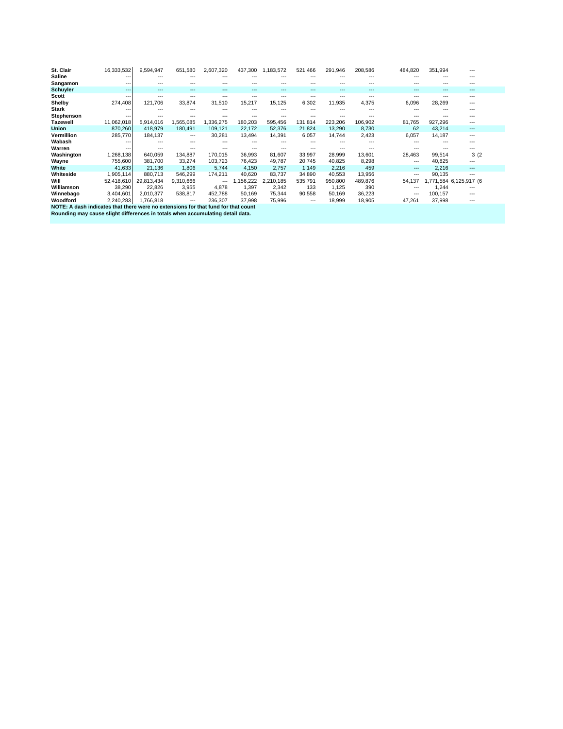| | | | | | | | | | | | | |
|---|---|---|---|---|---|---|---|---|---|---|---|---|
| **St. Clair** | 16,333,532 | 9,594,947 | 651,580 | 2,607,320 | 437,300 | 1,183,572 | 521,466 | 291,946 | 208,586 | 484,820 | 351,994 | --- |
| **Saline** | --- | --- | --- | --- | --- | --- | --- | --- | --- | --- | --- | --- |
| **Sangamon** | --- | --- | --- | --- | --- | --- | --- | --- | --- | --- | --- | --- |
| **Schuyler** | --- | --- | --- | --- | --- | --- | --- | --- | --- | --- | --- | --- |
| **Scott** | --- | --- | --- | --- | --- | --- | --- | --- | --- | --- | --- | --- |
| **Shelby** | 274,408 | 121,706 | 33,874 | 31,510 | 15,217 | 15,125 | 6,302 | 11,935 | 4,375 | 6,096 | 28,269 | --- |
| **Stark** | --- | --- | --- | --- | --- | --- | --- | --- | --- | --- | --- | --- |
| **Stephenson** | --- | --- | --- | --- | --- | --- | --- | --- | --- | --- | --- | --- |
| **Tazewell** | 11,062,018 | 5,914,016 | 1,565,085 | 1,336,275 | 180,203 | 595,456 | 131,814 | 223,206 | 106,902 | 81,765 | 927,296 | --- |
| **Union** | 870,260 | 418,979 | 180,491 | 109,121 | 22,172 | 52,376 | 21,824 | 13,290 | 8,730 | 62 | 43,214 | --- |
| **Vermillion** | 285,770 | 184,137 | --- | 30,281 | 13,494 | 14,391 | 6,057 | 14,744 | 2,423 | 6,057 | 14,187 | --- |
| **Wabash** | --- | --- | --- | --- | --- | --- | --- | --- | --- | --- | --- | --- |
| **Warren** | --- | --- | --- | --- | --- | --- | --- | --- | --- | --- | --- | --- |
| **Washington** | 1,268,138 | 640,059 | 134,887 | 170,015 | 36,993 | 81,607 | 33,997 | 28,999 | 13,601 | 28,463 | 99,514 | 3 (2 |
| **Wayne** | 755,600 | 381,700 | 33,274 | 103,723 | 76,423 | 49,787 | 20,745 | 40,825 | 8,298 | --- | 40,825 | --- |
| **White** | 41,633 | 21,136 | 1,806 | 5,744 | 4,150 | 2,757 | 1,149 | 2,216 | 459 | --- | 2,216 | --- |
| **Whiteside** | 1,905,114 | 880,713 | 546,299 | 174,211 | 40,620 | 83,737 | 34,890 | 40,553 | 13,956 | --- | 90,135 | --- |
| **Will** | 52,418,610 | 29,813,434 | 9,310,666 | --- | 1,156,222 | 2,210,185 | 535,791 | 950,800 | 489,876 | 54,137 | 1,771,584 | 6,125,917 (6 |
| **Williamson** | 38,290 | 22,826 | 3,955 | 4,878 | 1,397 | 2,342 | 133 | 1,125 | 390 | --- | 1,244 | --- |
| **Winnebago** | 3,404,601 | 2,010,377 | 538,817 | 452,788 | 50,169 | 75,344 | 90,558 | 50,169 | 36,223 | --- | 100,157 | --- |
| **Woodford** | 2,240,283 | 1,766,818 | --- | 236,307 | 37,998 | 75,996 | --- | 18,999 | 18,905 | 47,261 | 37,998 | --- |

**NOTE: A dash indicates that there were no extensions for that fund for that count**

**Rounding may cause slight differences in totals when accumulating detail data.**